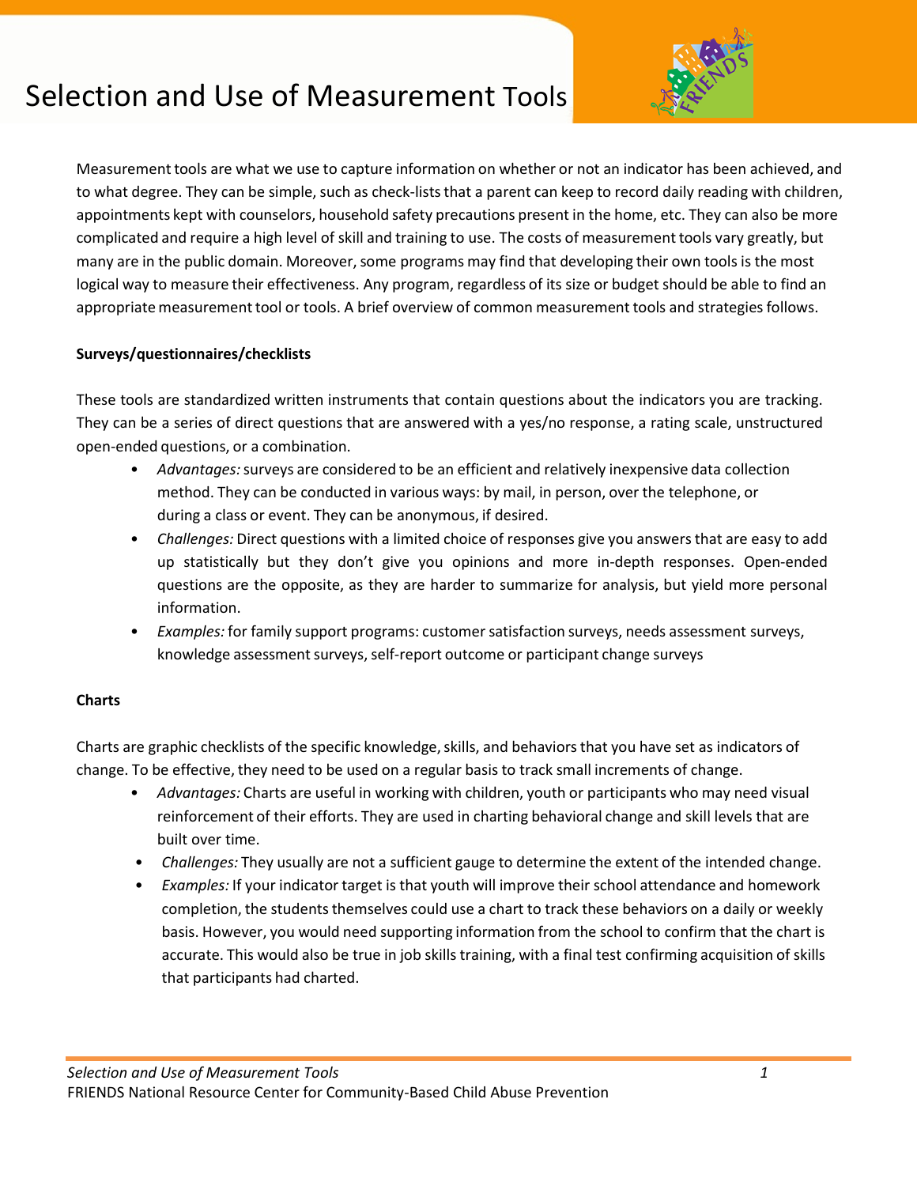# Selection and Use of Measurement Tools

Measurement tools are what we use to capture information on whether or not an indicator has been achieved, and to what degree. They can be simple, such as check-lists that a parent can keep to record daily reading with children, appointments kept with counselors, household safety precautions present in the home, etc. They can also be more complicated and require a high level of skill and training to use. The costs of measurement tools vary greatly, but many are in the public domain. Moreover, some programs may find that developing their own tools is the most logical way to measure their effectiveness. Any program, regardless of its size or budget should be able to find an appropriate measurement tool or tools. A brief overview of common measurement tools and strategies follows.

**Surveys/questionnaires/checklists**

These tools are standardized written instruments that contain questions about the indicators you are tracking. They can be a series of direct questions that are answered with a yes/no response, a rating scale, unstructured open-ended questions, or a combination.

- *Advantages:* surveys are considered to be an efficient and relatively inexpensive data collection method. They can be conducted in various ways: by mail, in person, over the telephone, or during a class or event. They can be anonymous, if desired.
- *Challenges:* Direct questions with a limited choice of responses give you answers that are easy to add up statistically but they don't give you opinions and more in-depth responses. Open-ended questions are the opposite, as they are harder to summarize for analysis, but yield more personal information.
- *Examples:* for family support programs: customer satisfaction surveys, needs assessment surveys, knowledge assessment surveys, self-report outcome or participant change surveys

**Charts**

Charts are graphic checklists of the specific knowledge, skills, and behaviors that you have set as indicators of change. To be effective, they need to be used on a regular basis to track small increments of change.

- *Advantages:* Charts are useful in working with children, youth or participants who may need visual reinforcement of their efforts. They are used in charting behavioral change and skill levels that are built over time.
- *Challenges:* They usually are not a sufficient gauge to determine the extent of the intended change.
- *Examples:* If your indicator target is that youth will improve their school attendance and homework completion, the students themselves could use a chart to track these behaviors on a daily or weekly basis. However, you would need supporting information from the school to confirm that the chart is accurate. This would also be true in job skills training, with a final test confirming acquisition of skills that participants had charted.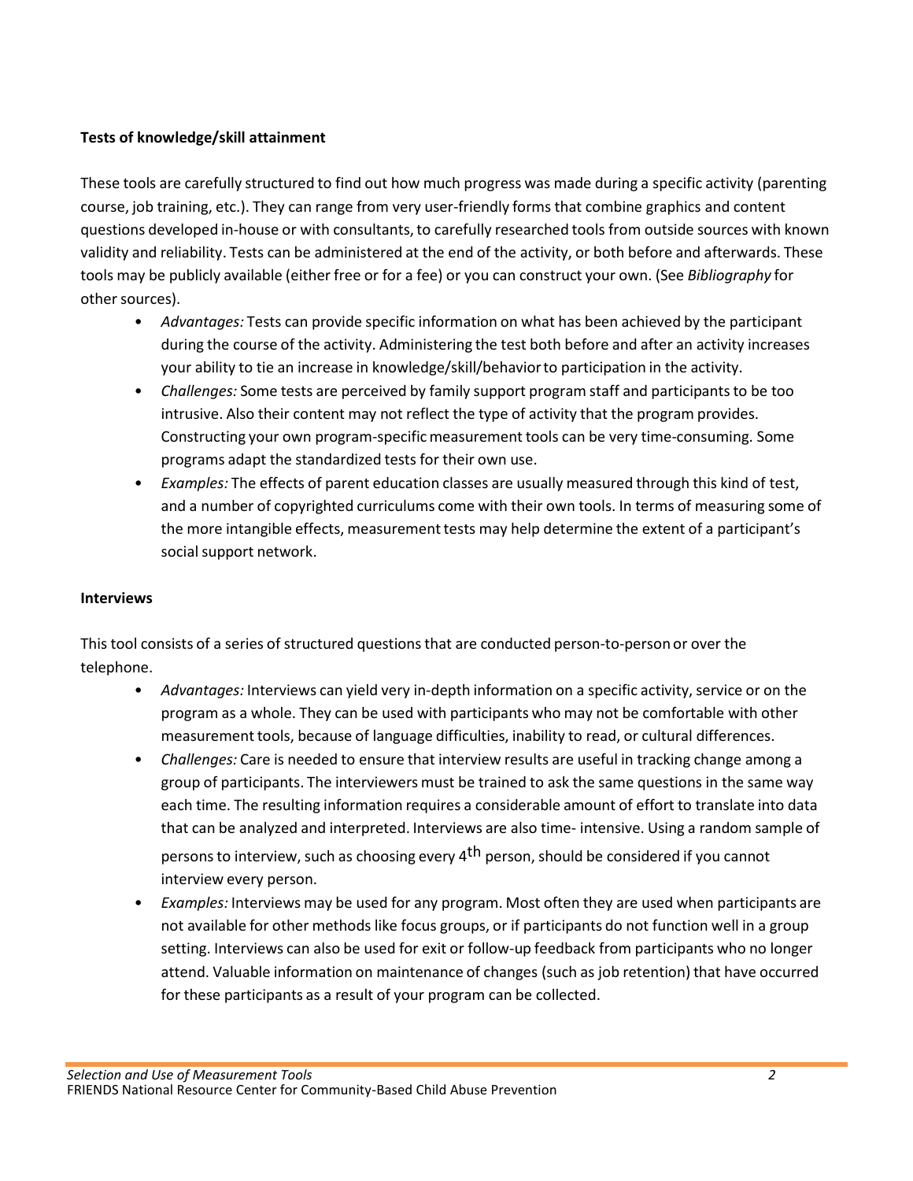**Tests of knowledge/skill attainment**

These tools are carefully structured to find out how much progress was made during a specific activity (parenting course, job training, etc.). They can range from very user-friendly forms that combine graphics and content questions developed in-house or with consultants, to carefully researched tools from outside sources with known validity and reliability. Tests can be administered at the end of the activity, or both before and afterwards. These tools may be publicly available (either free or for a fee) or you can construct your own. (See *Bibliography* for other sources).

- *Advantages:* Tests can provide specific information on what has been achieved by the participant during the course of the activity. Administering the test both before and after an activity increases your ability to tie an increase in knowledge/skill/behavior to participation in the activity.
- *Challenges:* Some tests are perceived by family support program staff and participants to be too intrusive. Also their content may not reflect the type of activity that the program provides. Constructing your own program-specific measurement tools can be very time-consuming. Some programs adapt the standardized tests for their own use.
- *Examples:* The effects of parent education classes are usually measured through this kind of test, and a number of copyrighted curriculums come with their own tools. In terms of measuring some of the more intangible effects, measurement tests may help determine the extent of a participant's social support network.

**Interviews**

This tool consists of a series of structured questions that are conducted person-to-person or over the telephone.

- *Advantages:* Interviews can yield very in-depth information on a specific activity, service or on the program as a whole. They can be used with participants who may not be comfortable with other measurement tools, because of language difficulties, inability to read, or cultural differences.
- *Challenges:* Care is needed to ensure that interview results are useful in tracking change among a group of participants. The interviewers must be trained to ask the same questions in the same way each time. The resulting information requires a considerable amount of effort to translate into data that can be analyzed and interpreted. Interviews are also time- intensive. Using a random sample of persons to interview, such as choosing every 4th person, should be considered if you cannot interview every person.
- *Examples:* Interviews may be used for any program. Most often they are used when participants are not available for other methods like focus groups, or if participants do not function well in a group setting. Interviews can also be used for exit or follow-up feedback from participants who no longer attend. Valuable information on maintenance of changes (such as job retention) that have occurred for these participants as a result of your program can be collected.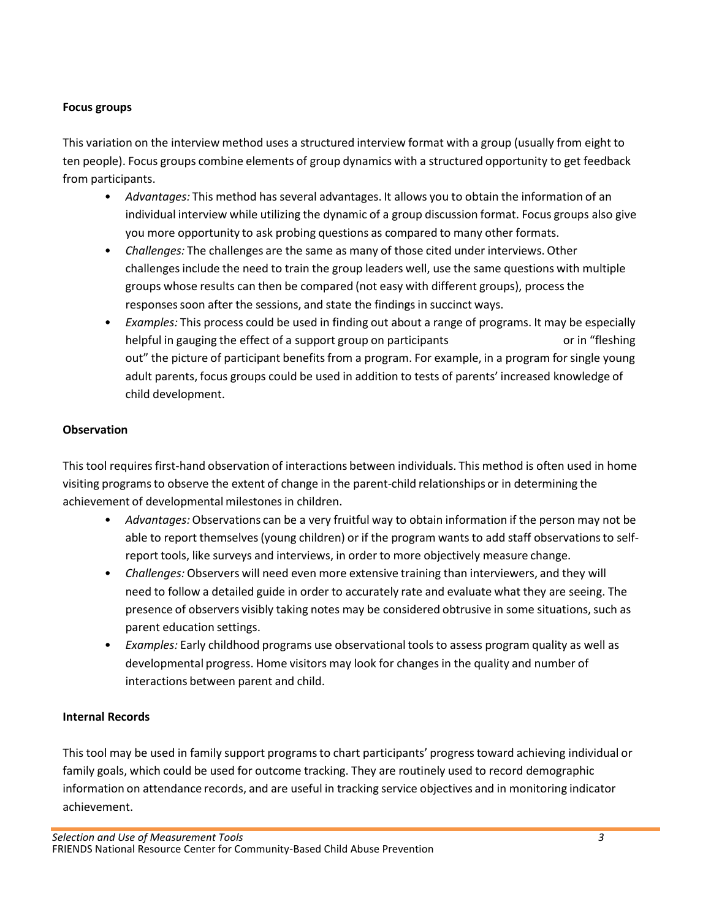**Focus groups**

This variation on the interview method uses a structured interview format with a group (usually from eight to ten people). Focus groups combine elements of group dynamics with a structured opportunity to get feedback from participants.

- *Advantages:* This method has several advantages. It allows you to obtain the information of an individual interview while utilizing the dynamic of a group discussion format. Focus groups also give you more opportunity to ask probing questions as compared to many other formats.
- *Challenges:* The challenges are the same as many of those cited under interviews. Other challenges include the need to train the group leaders well, use the same questions with multiple groups whose results can then be compared (not easy with different groups), process the responses soon after the sessions, and state the findings in succinct ways.
- *Examples:* This process could be used in finding out about a range of programs. It may be especially helpful in gauging the effect of a support group on participants or in "fleshing out" the picture of participant benefits from a program. For example, in a program for single young adult parents, focus groups could be used in addition to tests of parents' increased knowledge of child development.

**Observation**

This tool requires first-hand observation of interactions between individuals. This method is often used in home visiting programs to observe the extent of change in the parent-child relationships or in determining the achievement of developmental milestones in children.

- *Advantages:* Observations can be a very fruitful way to obtain information if the person may not be able to report themselves (young children) or if the program wants to add staff observations to self-report tools, like surveys and interviews, in order to more objectively measure change.
- *Challenges:* Observers will need even more extensive training than interviewers, and they will need to follow a detailed guide in order to accurately rate and evaluate what they are seeing. The presence of observers visibly taking notes may be considered obtrusive in some situations, such as parent education settings.
- *Examples:* Early childhood programs use observational tools to assess program quality as well as developmental progress. Home visitors may look for changes in the quality and number of interactions between parent and child.

**Internal Records**

This tool may be used in family support programs to chart participants' progress toward achieving individual or family goals, which could be used for outcome tracking. They are routinely used to record demographic information on attendance records, and are useful in tracking service objectives and in monitoring indicator achievement.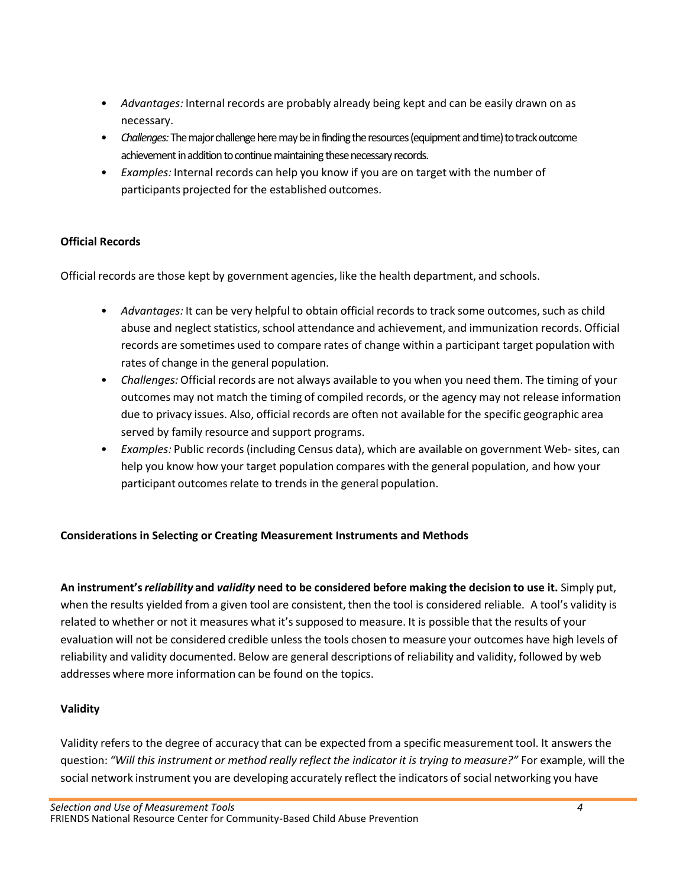- *Advantages:* Internal records are probably already being kept and can be easily drawn on as necessary.
- *Challenges:* The major challenge here may be in finding the resources (equipment and time) to track outcome achievement in addition to continue maintaining these necessary records.
- *Examples:* Internal records can help you know if you are on target with the number of participants projected for the established outcomes.

**Official Records**

Official records are those kept by government agencies, like the health department, and schools.

- *Advantages:* It can be very helpful to obtain official records to track some outcomes, such as child abuse and neglect statistics, school attendance and achievement, and immunization records. Official records are sometimes used to compare rates of change within a participant target population with rates of change in the general population.
- *Challenges:* Official records are not always available to you when you need them. The timing of your outcomes may not match the timing of compiled records, or the agency may not release information due to privacy issues. Also, official records are often not available for the specific geographic area served by family resource and support programs.
- *Examples:* Public records (including Census data), which are available on government Web- sites, can help you know how your target population compares with the general population, and how your participant outcomes relate to trends in the general population.

**Considerations in Selecting or Creating Measurement Instruments and Methods**

**An instrument's *reliability* and *validity* need to be considered before making the decision to use it.** Simply put, when the results yielded from a given tool are consistent, then the tool is considered reliable. A tool's validity is related to whether or not it measures what it's supposed to measure. It is possible that the results of your evaluation will not be considered credible unless the tools chosen to measure your outcomes have high levels of reliability and validity documented. Below are general descriptions of reliability and validity, followed by web addresses where more information can be found on the topics.

**Validity**

Validity refers to the degree of accuracy that can be expected from a specific measurement tool. It answers the question: *"Will this instrument or method really reflect the indicator it is trying to measure?"* For example, will the social network instrument you are developing accurately reflect the indicators of social networking you have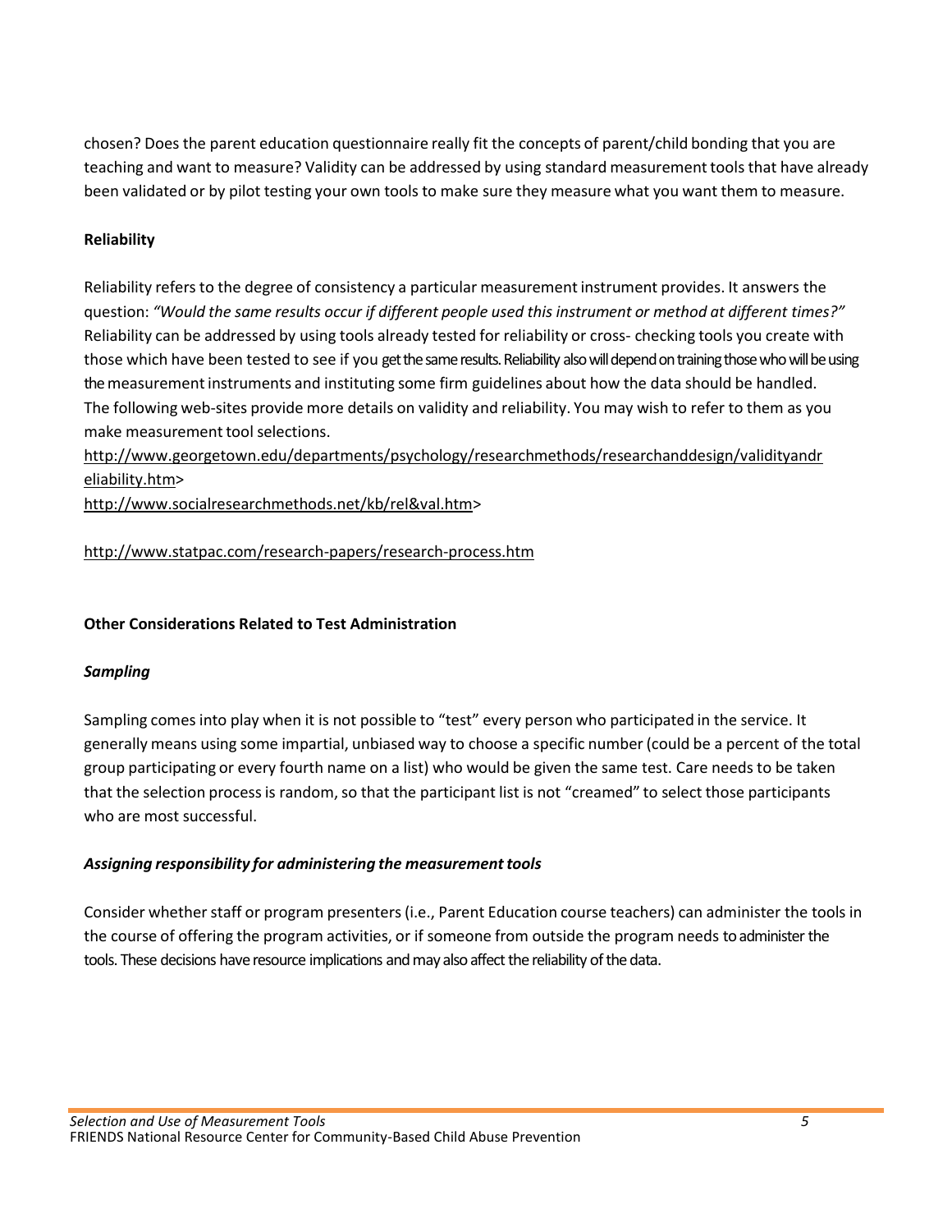chosen? Does the parent education questionnaire really fit the concepts of parent/child bonding that you are teaching and want to measure? Validity can be addressed by using standard measurement tools that have already been validated or by pilot testing your own tools to make sure they measure what you want them to measure.

**Reliability**

Reliability refers to the degree of consistency a particular measurement instrument provides. It answers the question: *"Would the same results occur if different people used this instrument or method at different times?"* Reliability can be addressed by using tools already tested for reliability or cross- checking tools you create with those which have been tested to see if you get the same results. Reliability also will depend on training those who will be using the measurement instruments and instituting some firm guidelines about how the data should be handled. The following web-sites provide more details on validity and reliability. You may wish to refer to them as you make measurement tool selections.

http://www.georgetown.edu/departments/psychology/researchmethods/researchanddesign/validityandreliability.htm>

http://www.socialresearchmethods.net/kb/rel&val.htm>

http://www.statpac.com/research-papers/research-process.htm

**Other Considerations Related to Test Administration**

***Sampling***

Sampling comes into play when it is not possible to "test" every person who participated in the service. It generally means using some impartial, unbiased way to choose a specific number (could be a percent of the total group participating or every fourth name on a list) who would be given the same test. Care needs to be taken that the selection process is random, so that the participant list is not "creamed" to select those participants who are most successful.

***Assigning responsibility for administering the measurement tools***

Consider whether staff or program presenters (i.e., Parent Education course teachers) can administer the tools in the course of offering the program activities, or if someone from outside the program needs to administer the tools. These decisions have resource implications and may also affect the reliability of the data.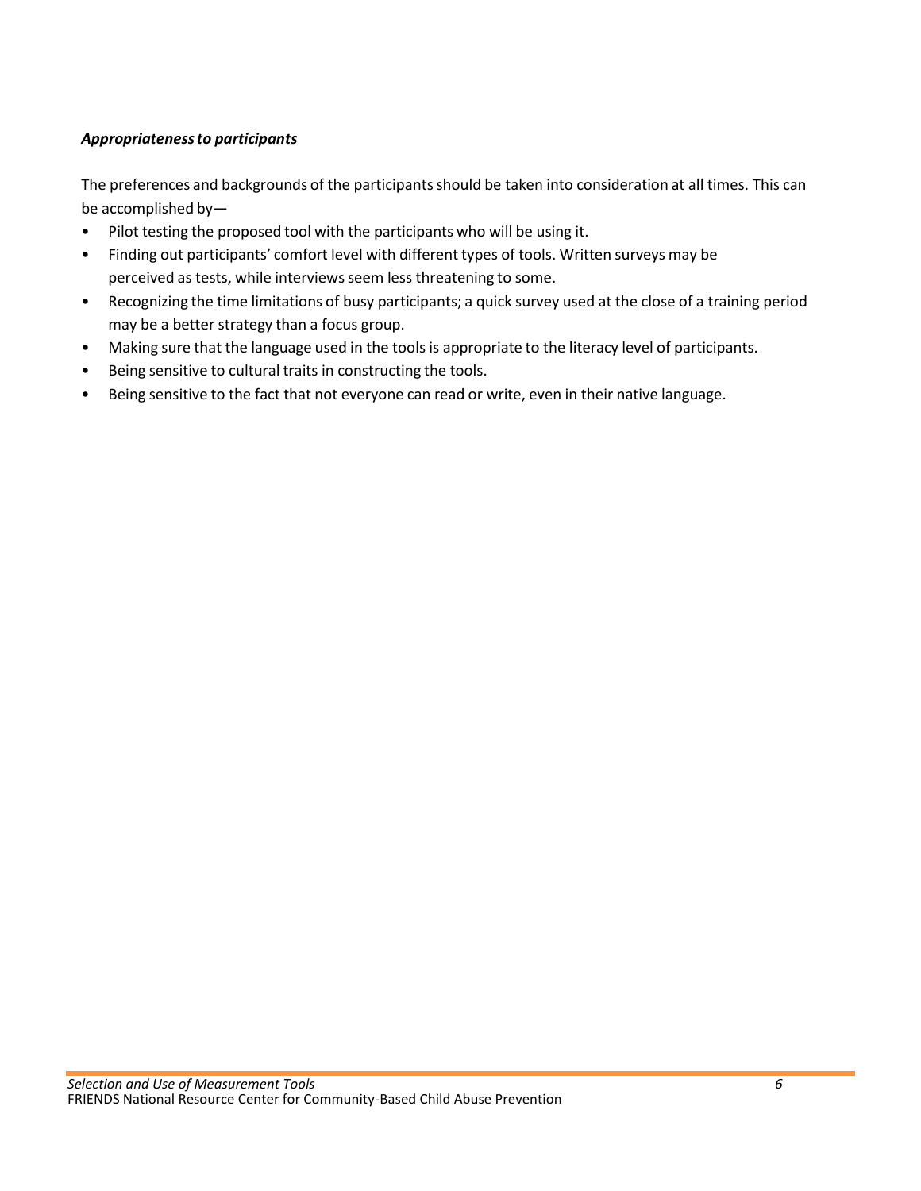***Appropriateness to participants***

The preferences and backgrounds of the participants should be taken into consideration at all times. This can be accomplished by—

- Pilot testing the proposed tool with the participants who will be using it.
- Finding out participants' comfort level with different types of tools. Written surveys may be perceived as tests, while interviews seem less threatening to some.
- Recognizing the time limitations of busy participants; a quick survey used at the close of a training period may be a better strategy than a focus group.
- Making sure that the language used in the tools is appropriate to the literacy level of participants.
- Being sensitive to cultural traits in constructing the tools.
- Being sensitive to the fact that not everyone can read or write, even in their native language.